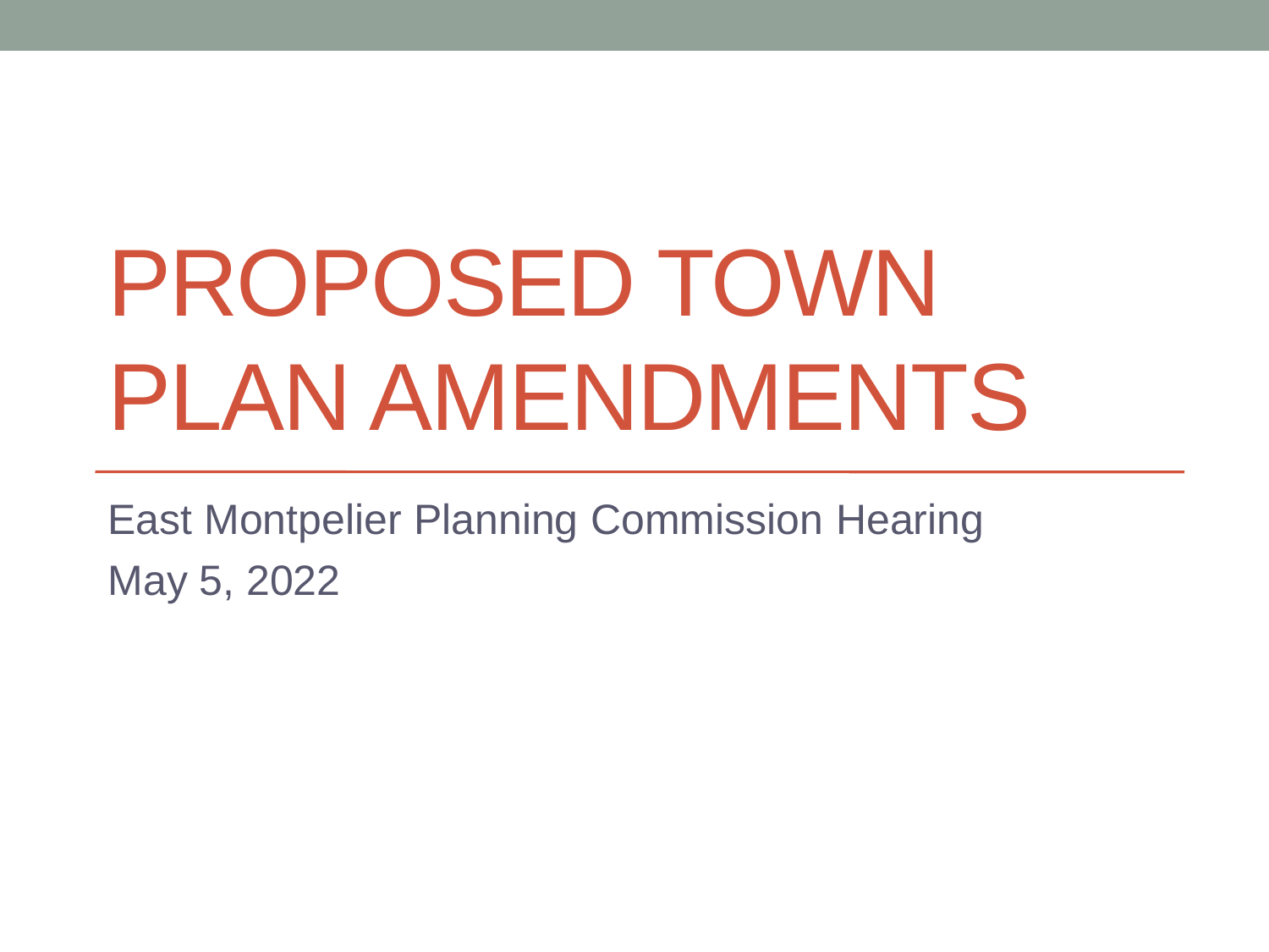# PROPOSED TOWN PLAN AMENDMENTS

East Montpelier Planning Commission Hearing

May 5, 2022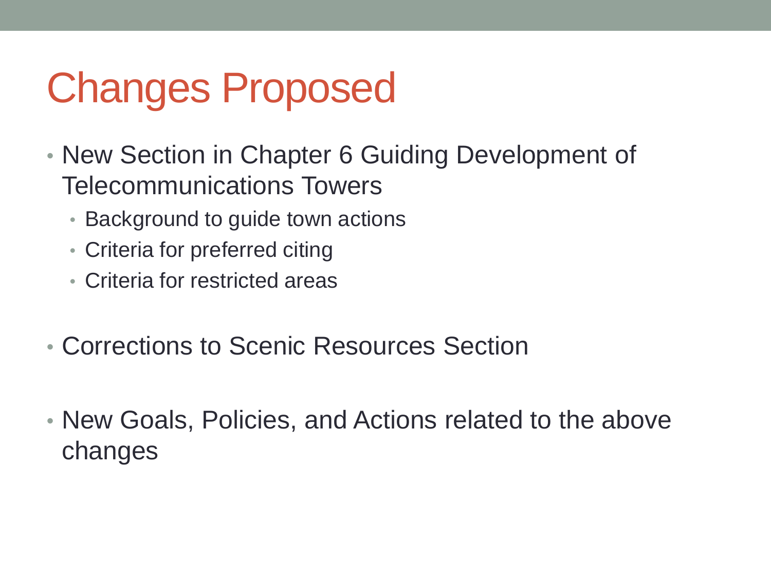# Changes Proposed

- New Section in Chapter 6 Guiding Development of Telecommunications Towers
  - Background to guide town actions
  - Criteria for preferred citing
  - Criteria for restricted areas
- Corrections to Scenic Resources Section
- New Goals, Policies, and Actions related to the above changes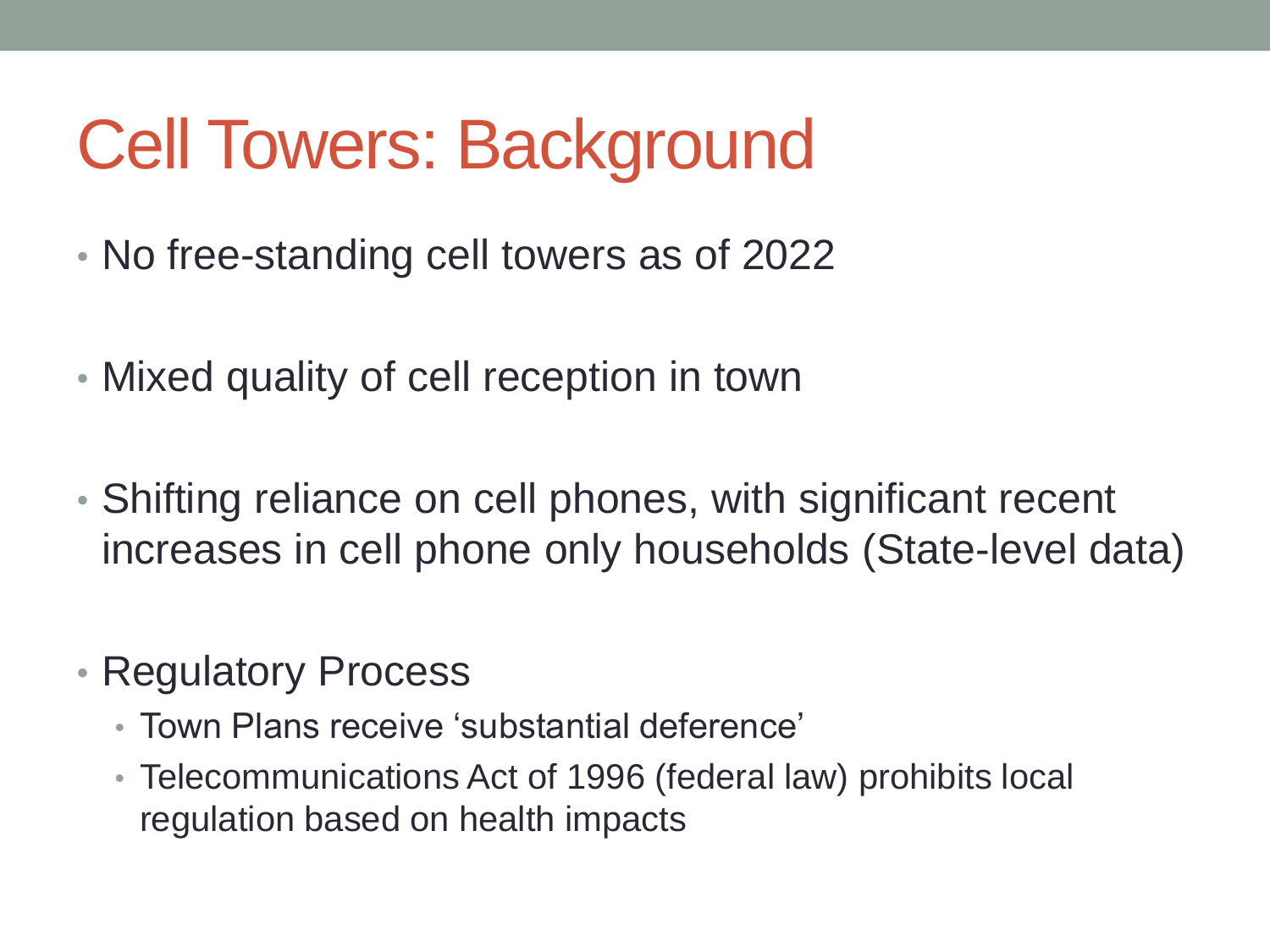# Cell Towers: Background

- No free-standing cell towers as of 2022
- Mixed quality of cell reception in town
- Shifting reliance on cell phones, with significant recent increases in cell phone only households (State-level data)
- Regulatory Process
  - Town Plans receive ‘substantial deference’
  - Telecommunications Act of 1996 (federal law) prohibits local regulation based on health impacts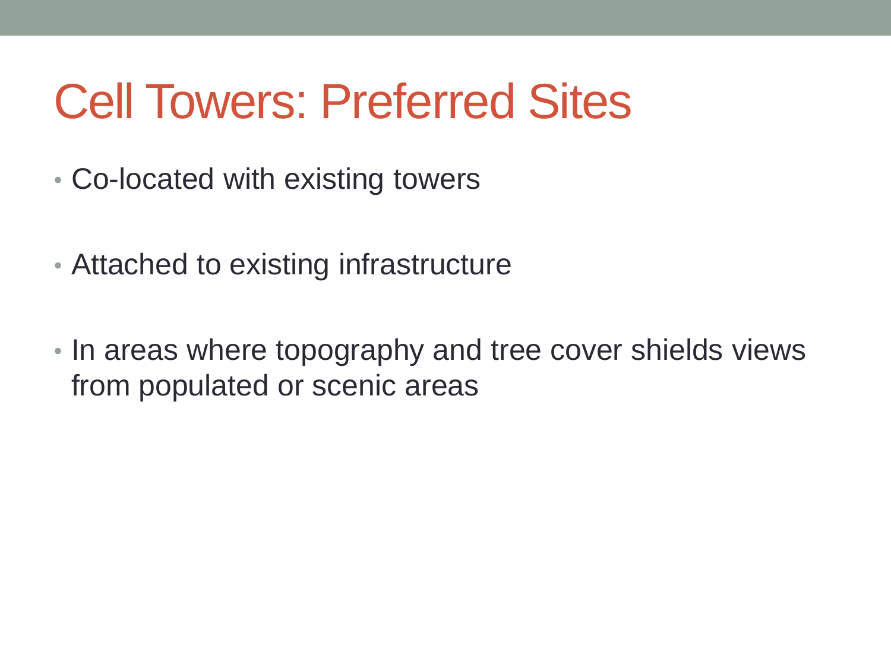# Cell Towers: Preferred Sites

- Co-located with existing towers
- Attached to existing infrastructure
- In areas where topography and tree cover shields views from populated or scenic areas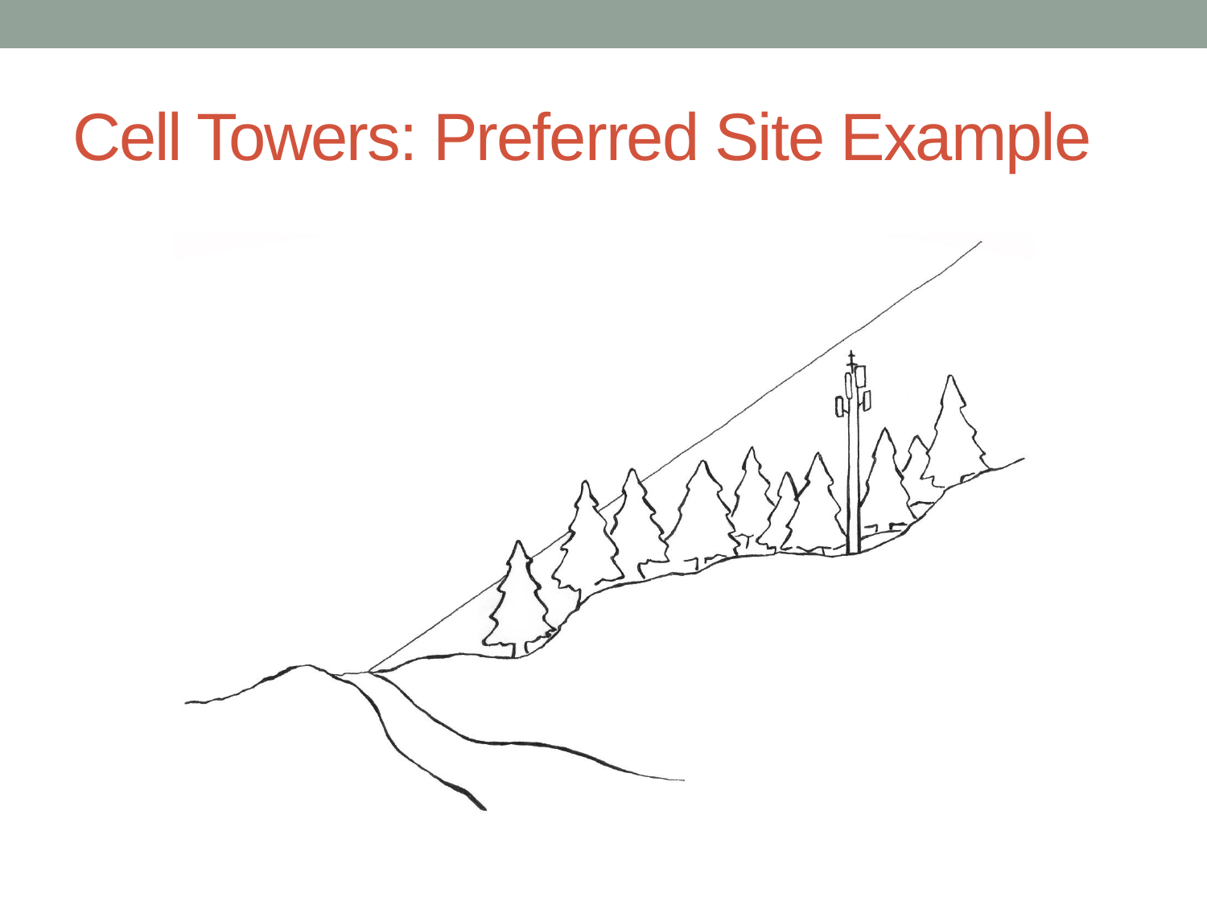# Cell Towers: Preferred Site Example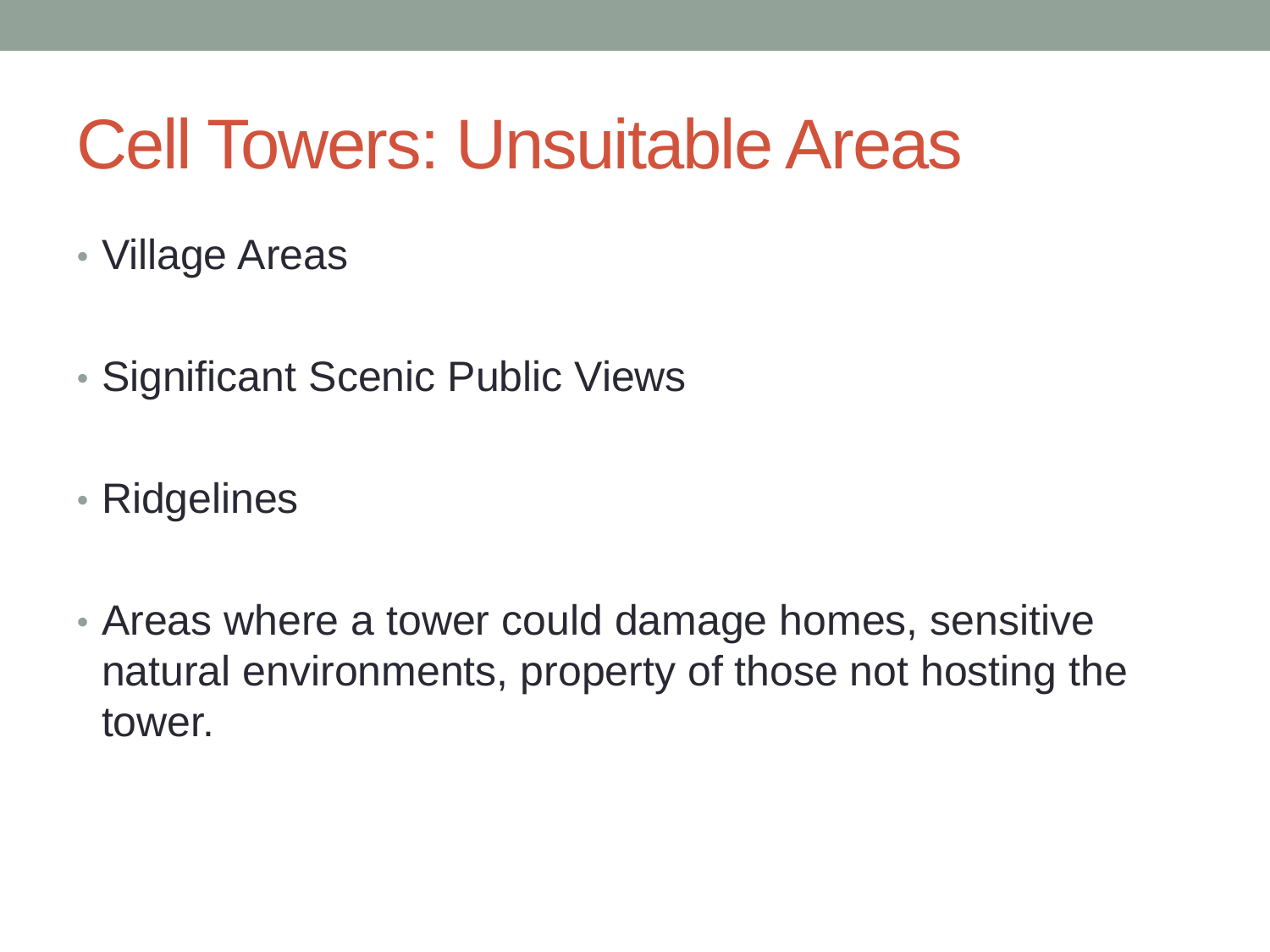# Cell Towers: Unsuitable Areas

- Village Areas
- Significant Scenic Public Views
- Ridgelines
- Areas where a tower could damage homes, sensitive natural environments, property of those not hosting the tower.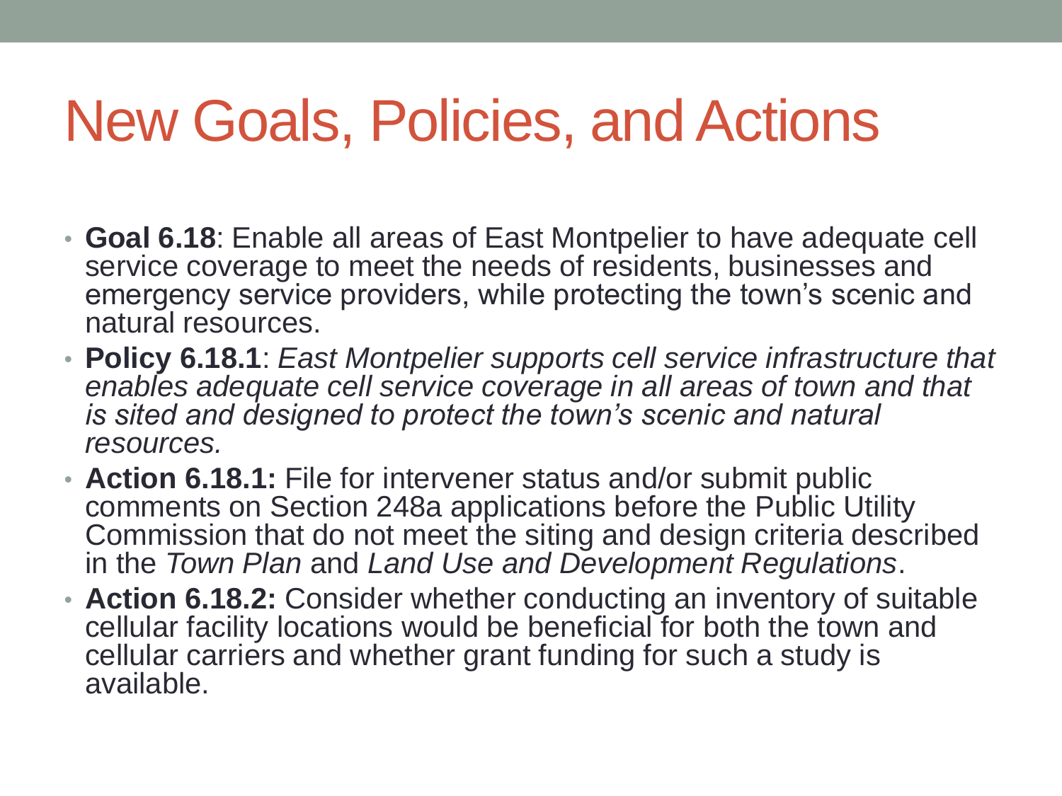# New Goals, Policies, and Actions

- **Goal 6.18**: Enable all areas of East Montpelier to have adequate cell service coverage to meet the needs of residents, businesses and emergency service providers, while protecting the town's scenic and natural resources.
- **Policy 6.18.1**: *East Montpelier supports cell service infrastructure that enables adequate cell service coverage in all areas of town and that is sited and designed to protect the town's scenic and natural resources.*
- **Action 6.18.1:** File for intervener status and/or submit public comments on Section 248a applications before the Public Utility Commission that do not meet the siting and design criteria described in the *Town Plan* and *Land Use and Development Regulations*.
- **Action 6.18.2:** Consider whether conducting an inventory of suitable cellular facility locations would be beneficial for both the town and cellular carriers and whether grant funding for such a study is available.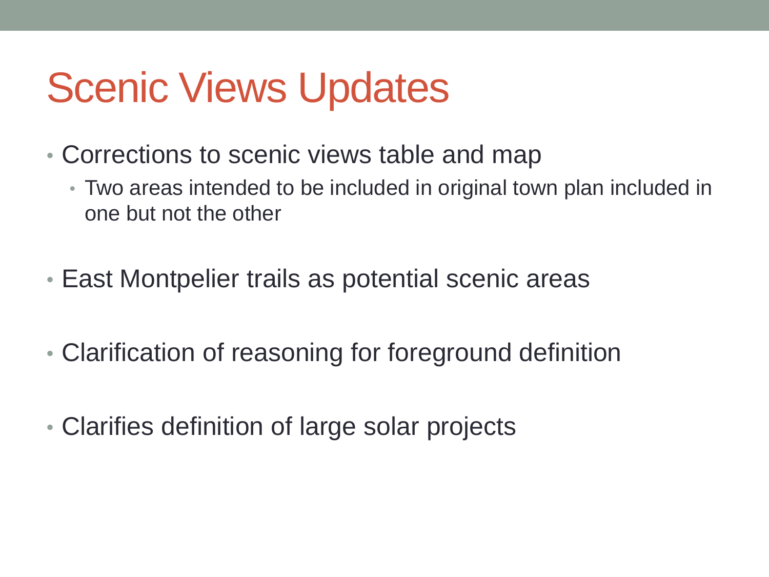# Scenic Views Updates

- Corrections to scenic views table and map
  - Two areas intended to be included in original town plan included in one but not the other
- East Montpelier trails as potential scenic areas
- Clarification of reasoning for foreground definition
- Clarifies definition of large solar projects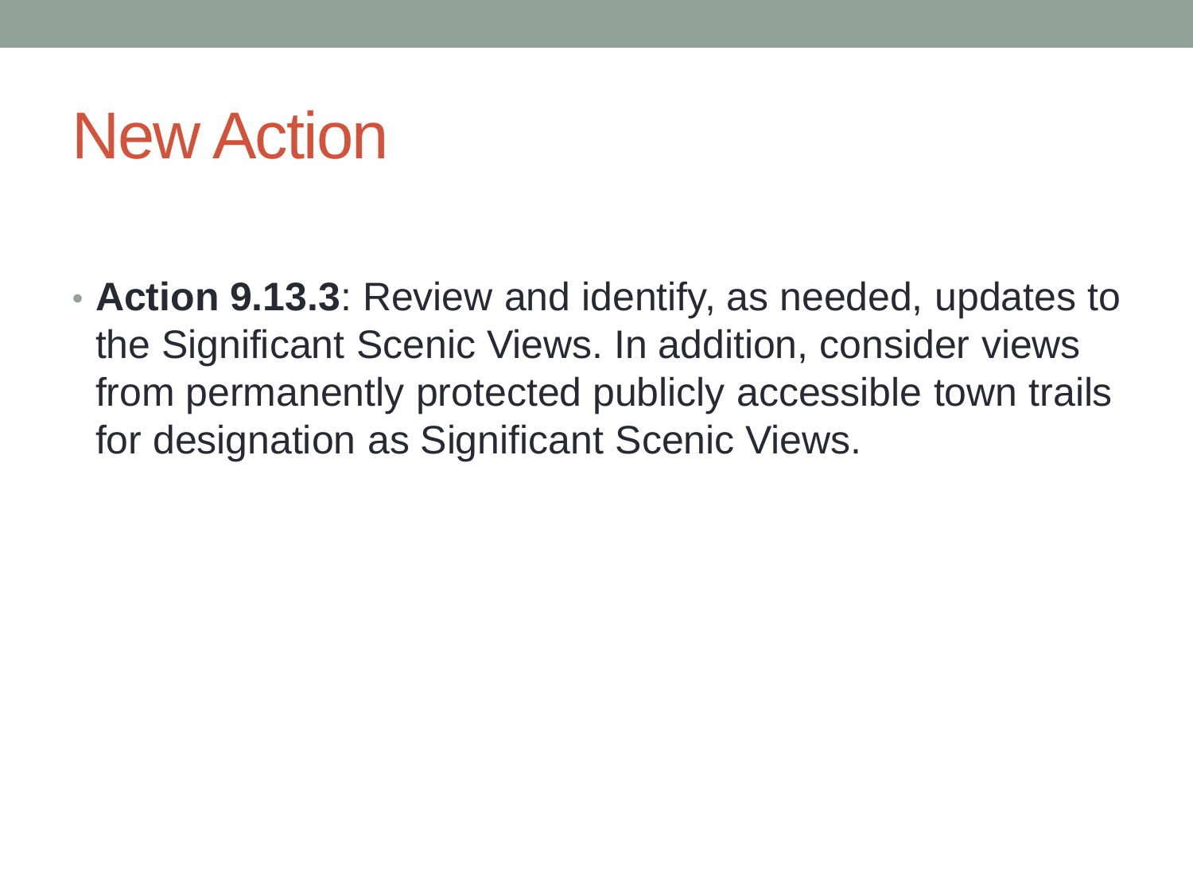# New Action

- **Action 9.13.3**: Review and identify, as needed, updates to the Significant Scenic Views. In addition, consider views from permanently protected publicly accessible town trails for designation as Significant Scenic Views.